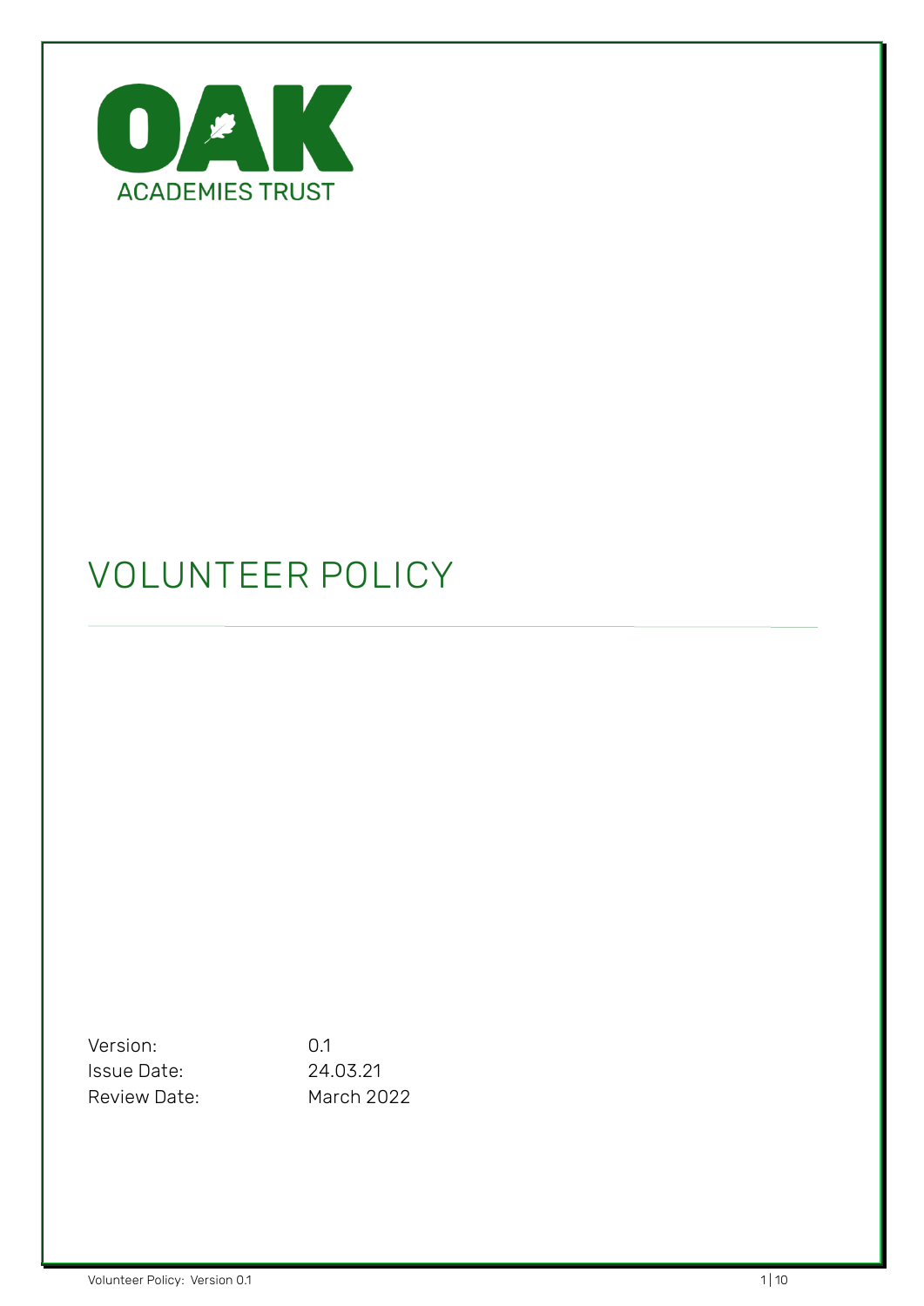OAK

ACADEMIES TRUST

# VOLUNTEER POLICY

| | |
|---|---|
| Version: | 0.1 |
| Issue Date: | 24.03.21 |
| Review Date: | March 2022 |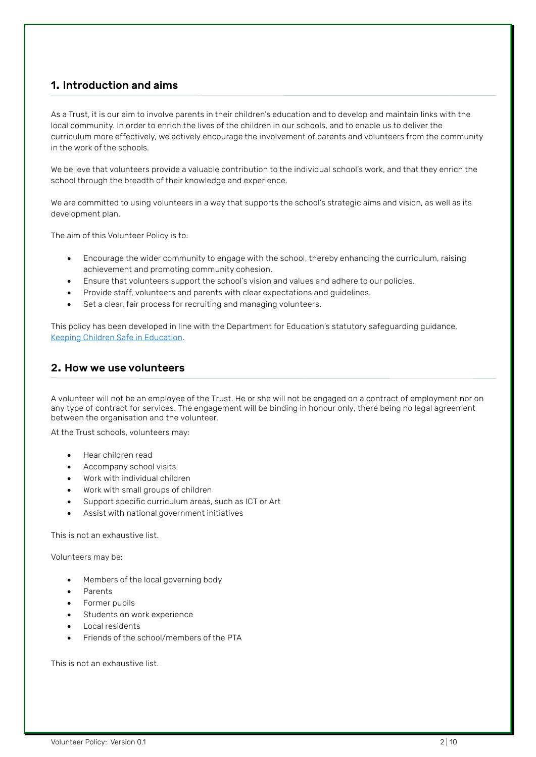## 1. Introduction and aims

As a Trust, it is our aim to involve parents in their children's education and to develop and maintain links with the local community. In order to enrich the lives of the children in our schools, and to enable us to deliver the curriculum more effectively, we actively encourage the involvement of parents and volunteers from the community in the work of the schools.

We believe that volunteers provide a valuable contribution to the individual school's work, and that they enrich the school through the breadth of their knowledge and experience.

We are committed to using volunteers in a way that supports the school's strategic aims and vision, as well as its development plan.

The aim of this Volunteer Policy is to:

- Encourage the wider community to engage with the school, thereby enhancing the curriculum, raising achievement and promoting community cohesion.
- Ensure that volunteers support the school's vision and values and adhere to our policies.
- Provide staff, volunteers and parents with clear expectations and guidelines.
- Set a clear, fair process for recruiting and managing volunteers.

This policy has been developed in line with the Department for Education's statutory safeguarding guidance, [Keeping Children Safe in Education](#).

## 2. How we use volunteers

A volunteer will not be an employee of the Trust. He or she will not be engaged on a contract of employment nor on any type of contract for services. The engagement will be binding in honour only, there being no legal agreement between the organisation and the volunteer.

At the Trust schools, volunteers may:

- Hear children read
- Accompany school visits
- Work with individual children
- Work with small groups of children
- Support specific curriculum areas, such as ICT or Art
- Assist with national government initiatives

This is not an exhaustive list.

Volunteers may be:

- Members of the local governing body
- Parents
- Former pupils
- Students on work experience
- Local residents
- Friends of the school/members of the PTA

This is not an exhaustive list.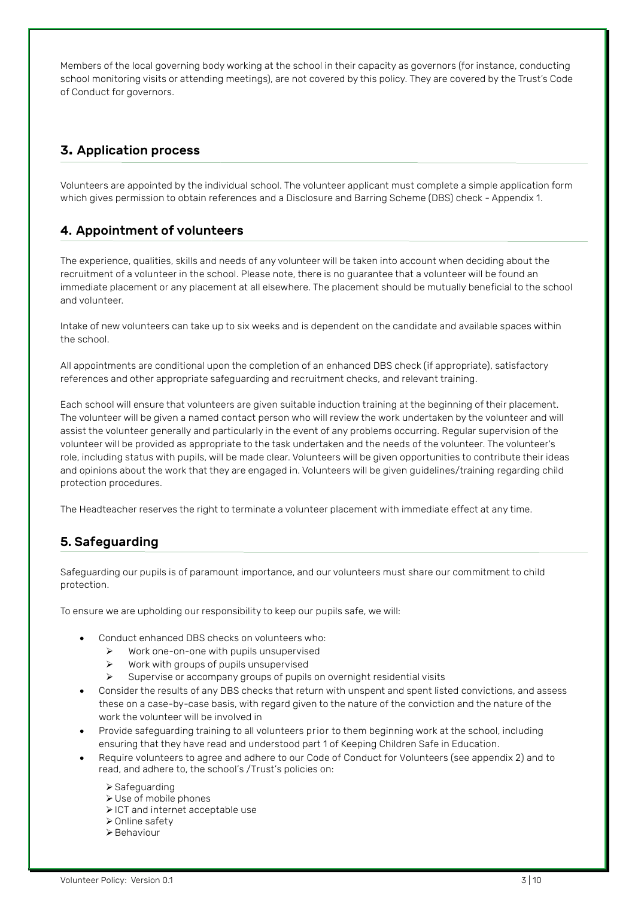Members of the local governing body working at the school in their capacity as governors (for instance, conducting school monitoring visits or attending meetings), are not covered by this policy. They are covered by the Trust's Code of Conduct for governors.

## 3. Application process

Volunteers are appointed by the individual school. The volunteer applicant must complete a simple application form which gives permission to obtain references and a Disclosure and Barring Scheme (DBS) check - Appendix 1.

## 4. Appointment of volunteers

The experience, qualities, skills and needs of any volunteer will be taken into account when deciding about the recruitment of a volunteer in the school. Please note, there is no guarantee that a volunteer will be found an immediate placement or any placement at all elsewhere. The placement should be mutually beneficial to the school and volunteer.

Intake of new volunteers can take up to six weeks and is dependent on the candidate and available spaces within the school.

All appointments are conditional upon the completion of an enhanced DBS check (if appropriate), satisfactory references and other appropriate safeguarding and recruitment checks, and relevant training.

Each school will ensure that volunteers are given suitable induction training at the beginning of their placement. The volunteer will be given a named contact person who will review the work undertaken by the volunteer and will assist the volunteer generally and particularly in the event of any problems occurring. Regular supervision of the volunteer will be provided as appropriate to the task undertaken and the needs of the volunteer. The volunteer's role, including status with pupils, will be made clear. Volunteers will be given opportunities to contribute their ideas and opinions about the work that they are engaged in. Volunteers will be given guidelines/training regarding child protection procedures.

The Headteacher reserves the right to terminate a volunteer placement with immediate effect at any time.

## 5. Safeguarding

Safeguarding our pupils is of paramount importance, and our volunteers must share our commitment to child protection.

To ensure we are upholding our responsibility to keep our pupils safe, we will:

- Conduct enhanced DBS checks on volunteers who:
  - Work one-on-one with pupils unsupervised
  - Work with groups of pupils unsupervised
  - Supervise or accompany groups of pupils on overnight residential visits
- Consider the results of any DBS checks that return with unspent and spent listed convictions, and assess these on a case-by-case basis, with regard given to the nature of the conviction and the nature of the work the volunteer will be involved in
- Provide safeguarding training to all volunteers prior to them beginning work at the school, including ensuring that they have read and understood part 1 of Keeping Children Safe in Education.
- Require volunteers to agree and adhere to our Code of Conduct for Volunteers (see appendix 2) and to read, and adhere to, the school's /Trust's policies on:
  - Safeguarding
  - Use of mobile phones
  - ICT and internet acceptable use
  - Online safety
  - Behaviour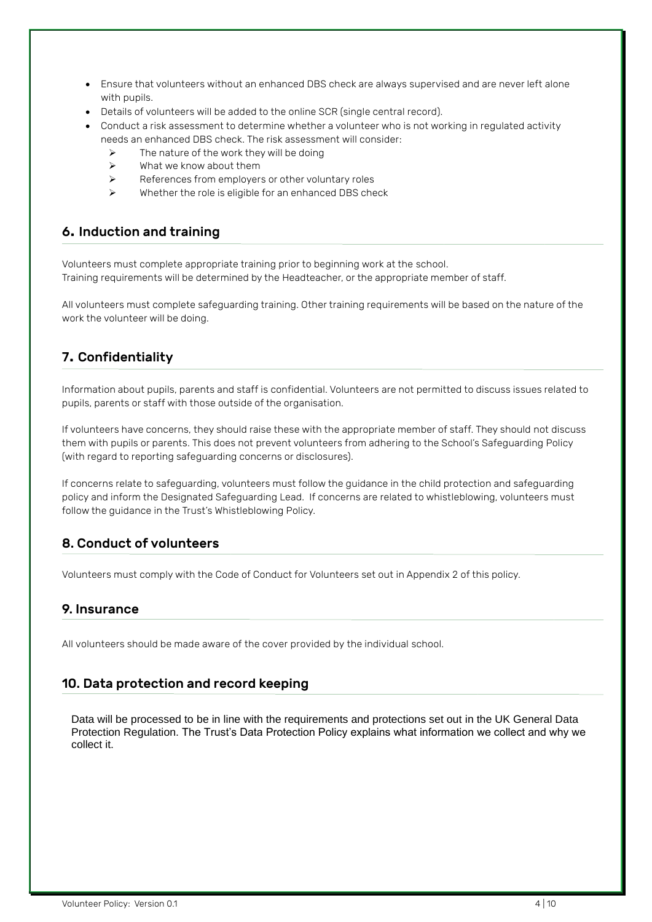- Ensure that volunteers without an enhanced DBS check are always supervised and are never left alone with pupils.
- Details of volunteers will be added to the online SCR (single central record).
- Conduct a risk assessment to determine whether a volunteer who is not working in regulated activity needs an enhanced DBS check. The risk assessment will consider:
  - The nature of the work they will be doing
  - What we know about them
  - References from employers or other voluntary roles
  - Whether the role is eligible for an enhanced DBS check

## 6. Induction and training

Volunteers must complete appropriate training prior to beginning work at the school.
Training requirements will be determined by the Headteacher, or the appropriate member of staff.

All volunteers must complete safeguarding training. Other training requirements will be based on the nature of the work the volunteer will be doing.

## 7. Confidentiality

Information about pupils, parents and staff is confidential. Volunteers are not permitted to discuss issues related to pupils, parents or staff with those outside of the organisation.

If volunteers have concerns, they should raise these with the appropriate member of staff. They should not discuss them with pupils or parents. This does not prevent volunteers from adhering to the School's Safeguarding Policy (with regard to reporting safeguarding concerns or disclosures).

If concerns relate to safeguarding, volunteers must follow the guidance in the child protection and safeguarding policy and inform the Designated Safeguarding Lead. If concerns are related to whistleblowing, volunteers must follow the guidance in the Trust's Whistleblowing Policy.

## 8. Conduct of volunteers

Volunteers must comply with the Code of Conduct for Volunteers set out in Appendix 2 of this policy.

## 9. Insurance

All volunteers should be made aware of the cover provided by the individual school.

## 10. Data protection and record keeping

Data will be processed to be in line with the requirements and protections set out in the UK General Data Protection Regulation. The Trust's Data Protection Policy explains what information we collect and why we collect it.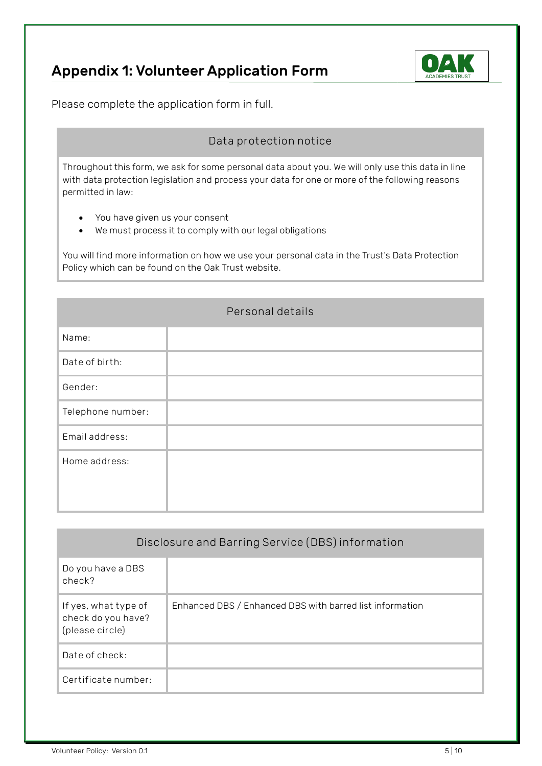# Appendix 1: Volunteer Application Form

Please complete the application form in full.

| Data protection notice |
| --- |
| Throughout this form, we ask for some personal data about you. We will only use this data in line with data protection legislation and process your data for one or more of the following reasons permitted in law:<br><br>• You have given us your consent<br>• We must process it to comply with our legal obligations<br><br>You will find more information on how we use your personal data in the Trust's Data Protection Policy which can be found on the Oak Trust website. |

| Personal details | |
| --- | --- |
| Name: | |
| Date of birth: | |
| Gender: | |
| Telephone number: | |
| Email address: | |
| Home address: | |

| Disclosure and Barring Service (DBS) information | |
| --- | --- |
| Do you have a DBS check? | |
| If yes, what type of check do you have? (please circle) | Enhanced DBS / Enhanced DBS with barred list information |
| Date of check: | |
| Certificate number: | |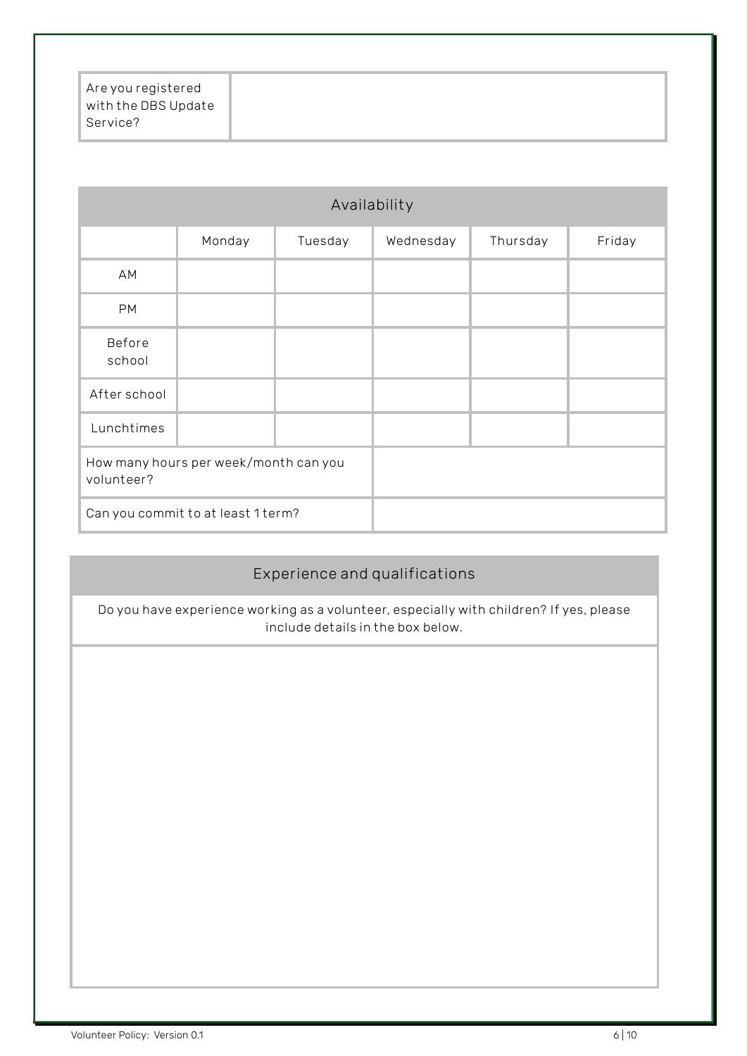| Are you registered with the DBS Update Service? | |
|---|---|

| Availability | | | | | |
|---|---|---|---|---|---|
| | Monday | Tuesday | Wednesday | Thursday | Friday |
| AM | | | | | |
| PM | | | | | |
| Before school | | | | | |
| After school | | | | | |
| Lunchtimes | | | | | |
| How many hours per week/month can you volunteer? | | | | | |
| Can you commit to at least 1 term? | | | | | |

| Experience and qualifications |
|---|
| Do you have experience working as a volunteer, especially with children? If yes, please include details in the box below. |
| |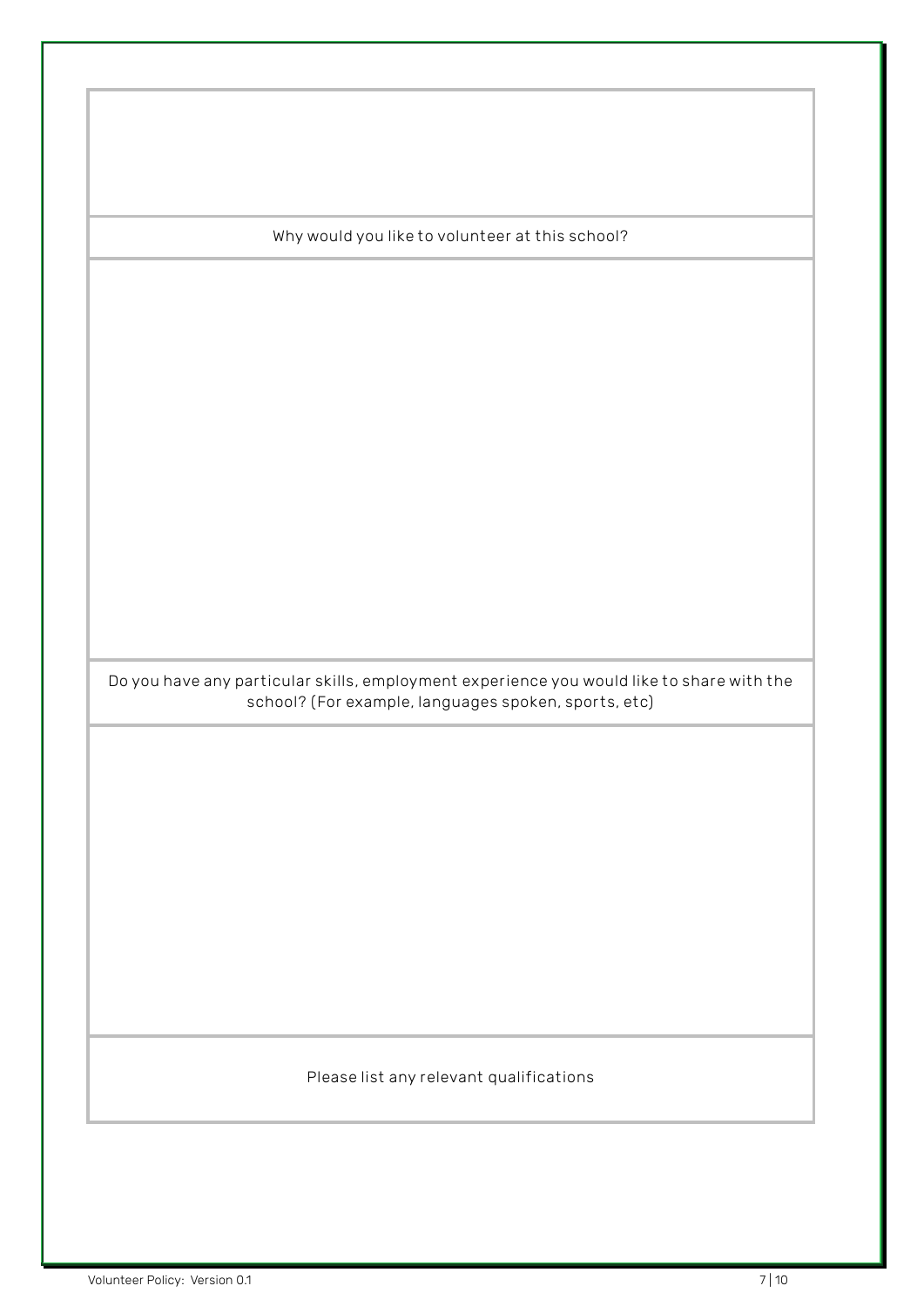| |
|---|
| |
| Why would you like to volunteer at this school? |
| |
| Do you have any particular skills, employment experience you would like to share with the school? (For example, languages spoken, sports, etc) |
| |
| Please list any relevant qualifications |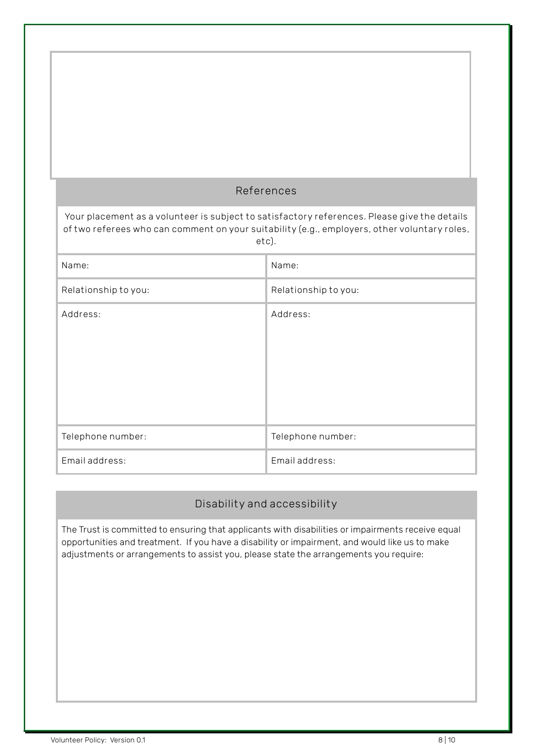## References

Your placement as a volunteer is subject to satisfactory references. Please give the details of two referees who can comment on your suitability (e.g., employers, other voluntary roles, etc).

| Name: | Name: |
|---|---|
| Relationship to you: | Relationship to you: |
| Address: | Address: |
| Telephone number: | Telephone number: |
| Email address: | Email address: |

## Disability and accessibility

The Trust is committed to ensuring that applicants with disabilities or impairments receive equal opportunities and treatment. If you have a disability or impairment, and would like us to make adjustments or arrangements to assist you, please state the arrangements you require: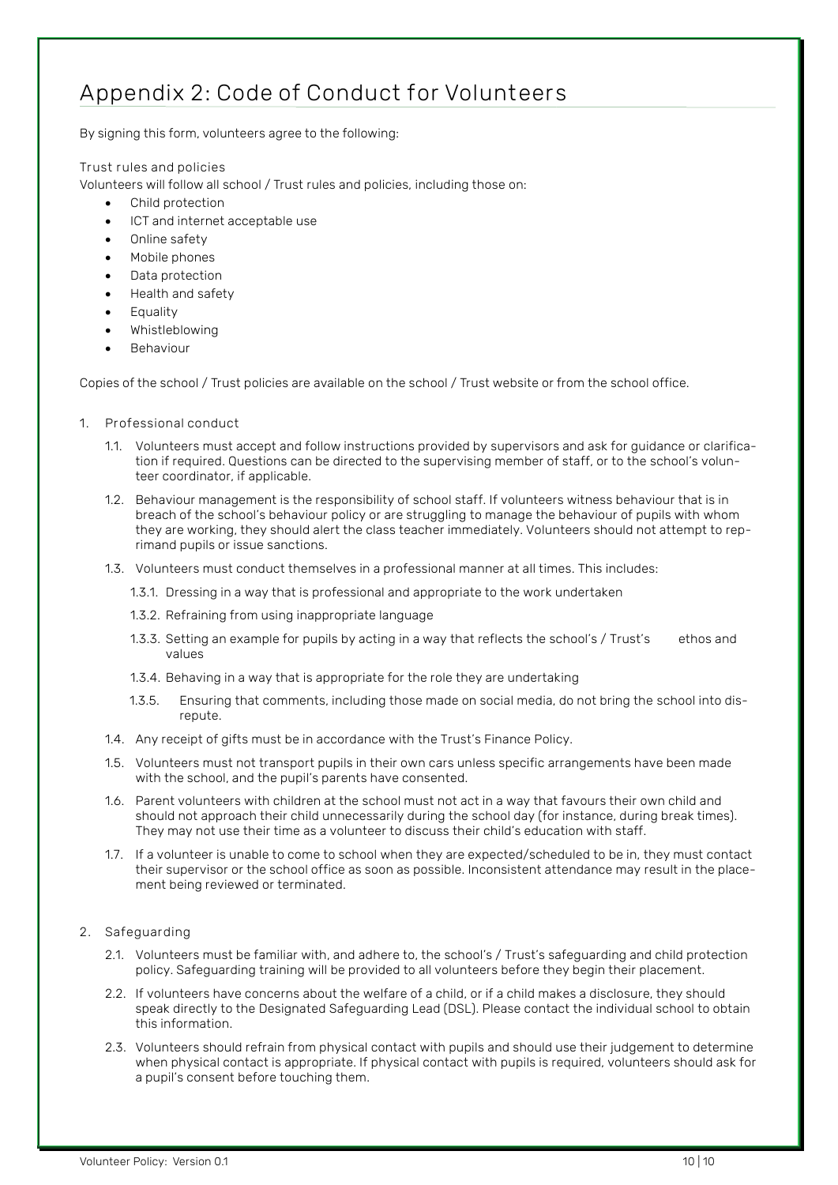# Appendix 2: Code of Conduct for Volunteers

By signing this form, volunteers agree to the following:

### Trust rules and policies

Volunteers will follow all school / Trust rules and policies, including those on:

- Child protection
- ICT and internet acceptable use
- Online safety
- Mobile phones
- Data protection
- Health and safety
- Equality
- Whistleblowing
- Behaviour

Copies of the school / Trust policies are available on the school / Trust website or from the school office.

1. Professional conduct

   1.1. Volunteers must accept and follow instructions provided by supervisors and ask for guidance or clarification if required. Questions can be directed to the supervising member of staff, or to the school's volunteer coordinator, if applicable.

   1.2. Behaviour management is the responsibility of school staff. If volunteers witness behaviour that is in breach of the school's behaviour policy or are struggling to manage the behaviour of pupils with whom they are working, they should alert the class teacher immediately. Volunteers should not attempt to reprimand pupils or issue sanctions.

   1.3. Volunteers must conduct themselves in a professional manner at all times. This includes:

      1.3.1. Dressing in a way that is professional and appropriate to the work undertaken

      1.3.2. Refraining from using inappropriate language

      1.3.3. Setting an example for pupils by acting in a way that reflects the school's / Trust's ethos and values

      1.3.4. Behaving in a way that is appropriate for the role they are undertaking

      1.3.5. Ensuring that comments, including those made on social media, do not bring the school into disrepute.

   1.4. Any receipt of gifts must be in accordance with the Trust's Finance Policy.

   1.5. Volunteers must not transport pupils in their own cars unless specific arrangements have been made with the school, and the pupil's parents have consented.

   1.6. Parent volunteers with children at the school must not act in a way that favours their own child and should not approach their child unnecessarily during the school day (for instance, during break times). They may not use their time as a volunteer to discuss their child's education with staff.

   1.7. If a volunteer is unable to come to school when they are expected/scheduled to be in, they must contact their supervisor or the school office as soon as possible. Inconsistent attendance may result in the placement being reviewed or terminated.

2. Safeguarding

   2.1. Volunteers must be familiar with, and adhere to, the school's / Trust's safeguarding and child protection policy. Safeguarding training will be provided to all volunteers before they begin their placement.

   2.2. If volunteers have concerns about the welfare of a child, or if a child makes a disclosure, they should speak directly to the Designated Safeguarding Lead (DSL). Please contact the individual school to obtain this information.

   2.3. Volunteers should refrain from physical contact with pupils and should use their judgement to determine when physical contact is appropriate. If physical contact with pupils is required, volunteers should ask for a pupil's consent before touching them.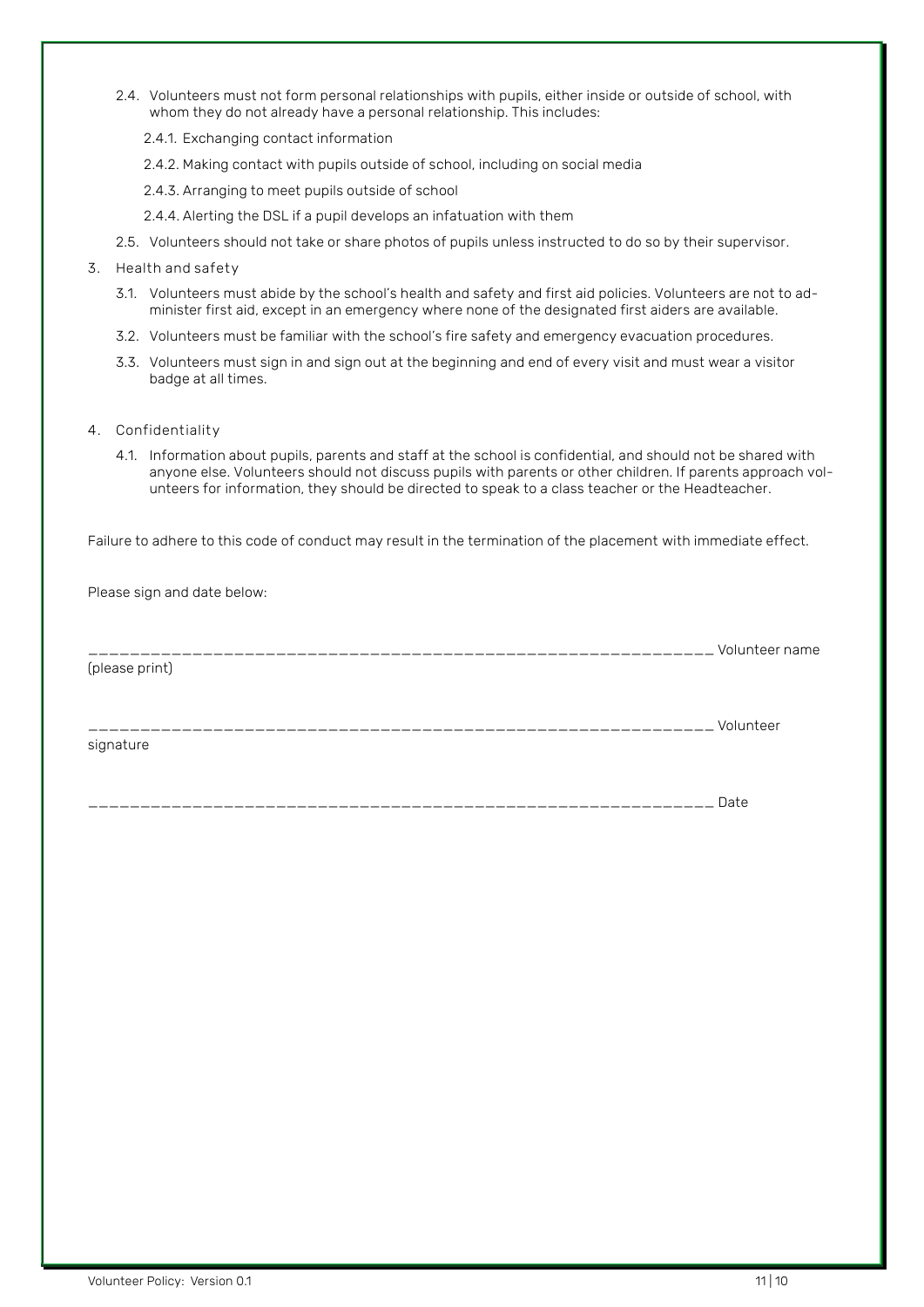- 2.4. Volunteers must not form personal relationships with pupils, either inside or outside of school, with whom they do not already have a personal relationship. This includes:
  - 2.4.1. Exchanging contact information
  - 2.4.2. Making contact with pupils outside of school, including on social media
  - 2.4.3. Arranging to meet pupils outside of school
  - 2.4.4. Alerting the DSL if a pupil develops an infatuation with them
- 2.5. Volunteers should not take or share photos of pupils unless instructed to do so by their supervisor.

3. Health and safety
   - 3.1. Volunteers must abide by the school's health and safety and first aid policies. Volunteers are not to administer first aid, except in an emergency where none of the designated first aiders are available.
   - 3.2. Volunteers must be familiar with the school's fire safety and emergency evacuation procedures.
   - 3.3. Volunteers must sign in and sign out at the beginning and end of every visit and must wear a visitor badge at all times.

4. Confidentiality
   - 4.1. Information about pupils, parents and staff at the school is confidential, and should not be shared with anyone else. Volunteers should not discuss pupils with parents or other children. If parents approach volunteers for information, they should be directed to speak to a class teacher or the Headteacher.

Failure to adhere to this code of conduct may result in the termination of the placement with immediate effect.

Please sign and date below:

_______________________________________________________________ Volunteer name (please print)

_______________________________________________________________ Volunteer signature

_______________________________________________________________ Date